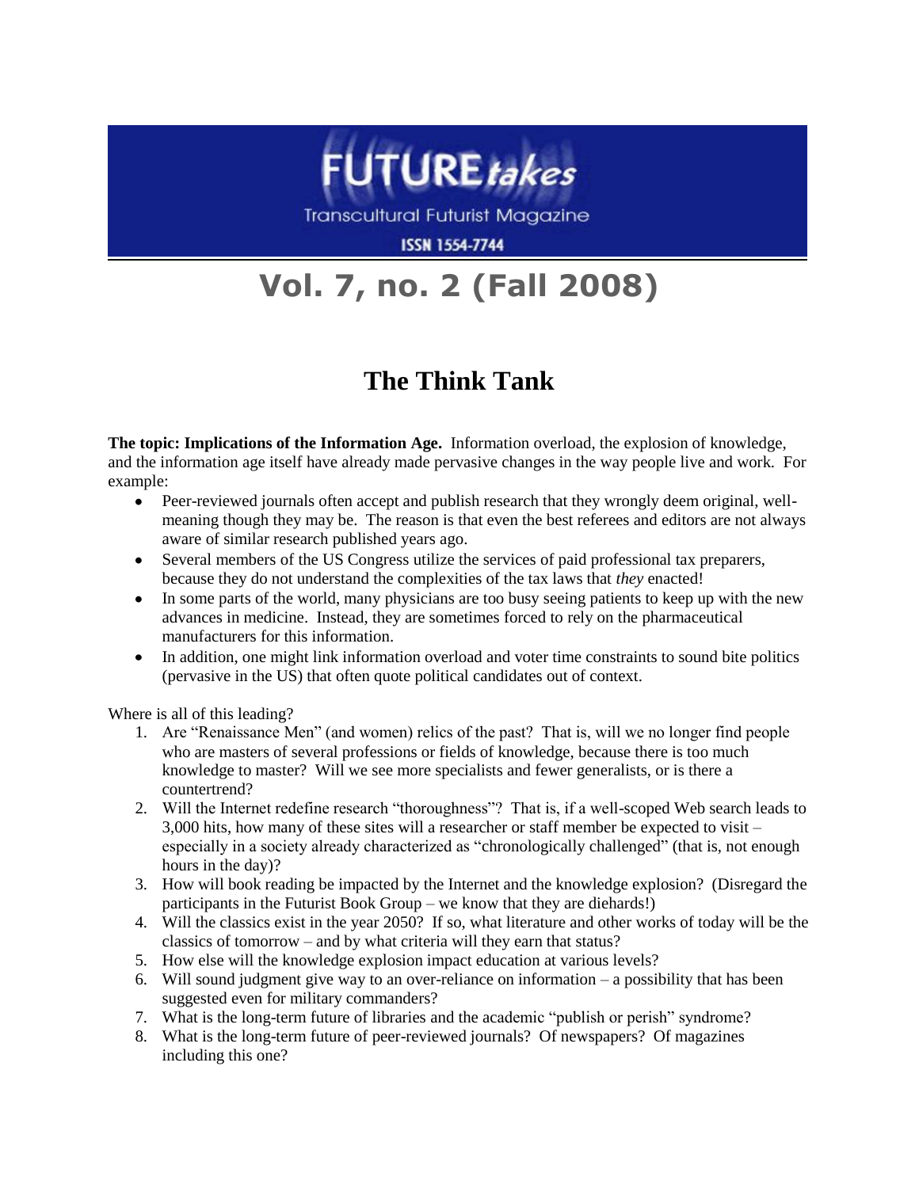# FUTURE*takes*

Transcultural Futurist Magazine

ISSN 1554-7744

## Vol. 7, no. 2 (Fall 2008)

## The Think Tank

**The topic: Implications of the Information Age.** Information overload, the explosion of knowledge, and the information age itself have already made pervasive changes in the way people live and work. For example:

- Peer-reviewed journals often accept and publish research that they wrongly deem original, well-meaning though they may be. The reason is that even the best referees and editors are not always aware of similar research published years ago.
- Several members of the US Congress utilize the services of paid professional tax preparers, because they do not understand the complexities of the tax laws that *they* enacted!
- In some parts of the world, many physicians are too busy seeing patients to keep up with the new advances in medicine. Instead, they are sometimes forced to rely on the pharmaceutical manufacturers for this information.
- In addition, one might link information overload and voter time constraints to sound bite politics (pervasive in the US) that often quote political candidates out of context.

Where is all of this leading?

1. Are "Renaissance Men" (and women) relics of the past? That is, will we no longer find people who are masters of several professions or fields of knowledge, because there is too much knowledge to master? Will we see more specialists and fewer generalists, or is there a countertrend?
2. Will the Internet redefine research "thoroughness"? That is, if a well-scoped Web search leads to 3,000 hits, how many of these sites will a researcher or staff member be expected to visit – especially in a society already characterized as "chronologically challenged" (that is, not enough hours in the day)?
3. How will book reading be impacted by the Internet and the knowledge explosion? (Disregard the participants in the Futurist Book Group – we know that they are diehards!)
4. Will the classics exist in the year 2050? If so, what literature and other works of today will be the classics of tomorrow – and by what criteria will they earn that status?
5. How else will the knowledge explosion impact education at various levels?
6. Will sound judgment give way to an over-reliance on information – a possibility that has been suggested even for military commanders?
7. What is the long-term future of libraries and the academic "publish or perish" syndrome?
8. What is the long-term future of peer-reviewed journals? Of newspapers? Of magazines including this one?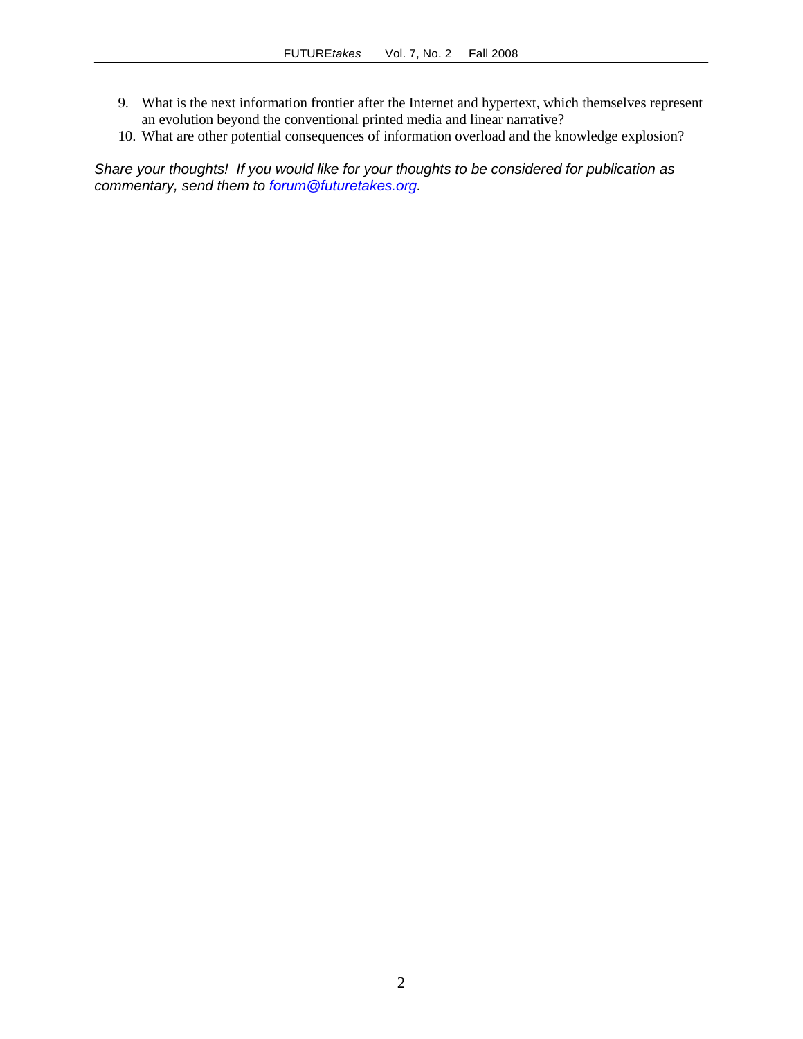9. What is the next information frontier after the Internet and hypertext, which themselves represent an evolution beyond the conventional printed media and linear narrative?
10. What are other potential consequences of information overload and the knowledge explosion?

*Share your thoughts! If you would like for your thoughts to be considered for publication as commentary, send them to [forum@futuretakes.org](mailto:forum@futuretakes.org).*